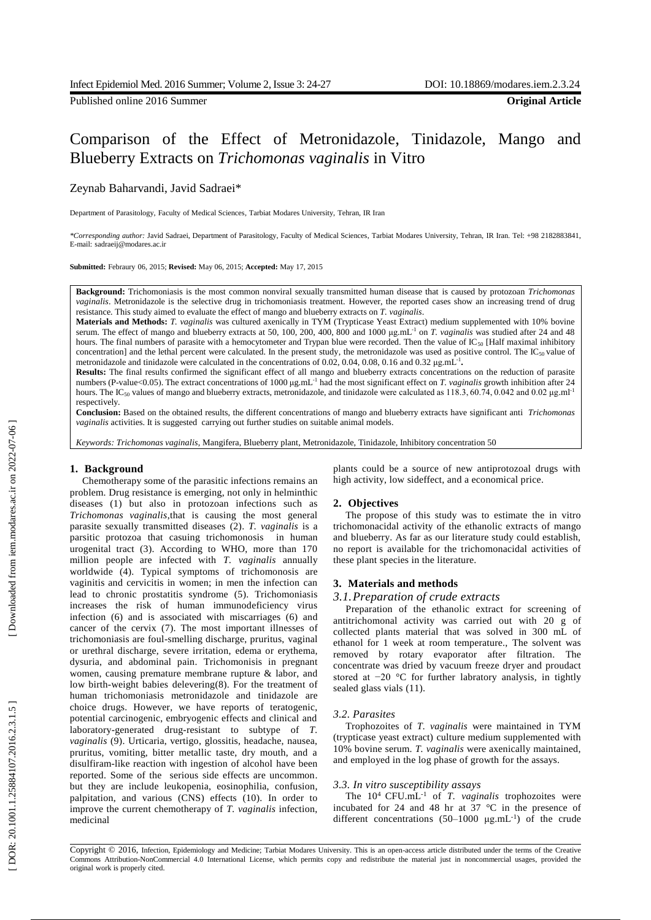Published online 2016 Summer **Original Article**

# Comparison of the Effect of Metronidazole, Tinidazole, Mango and Blueberry Extracts on *Trichomonas vaginalis* in Vitro

Zeynab Baharvandi, Javid Sadraei*

Department of Parasitology, Faculty of Medical Sciences, Tarbiat Modares University, Tehran, IR Iran

**Corresponding author:* Javid Sadraei, Department of Parasitology, Faculty of Medical Sciences, Tarbiat Modares University, Tehran, IR Iran. Tel: +98 2182883841, E-mail: sadraeij@modares.ac.ir

**Submitted:** Febraury 06, 2015; **Revised:** May 06, 2015; **Accepted:** May 17, 2015

**Background:** Trichomoniasis is the most common nonviral sexually transmitted human disease that is caused by protozoan *Trichomonas vaginalis*. Metronidazole is the selective drug in trichomoniasis treatment. However, the reported cases show an increasing trend of drug resistance. This study aimed to evaluate the effect of mango and blueberry extracts on *T. vaginalis*.

**Materials and Methods:** *T. vaginalis* was cultured axenically in TYM (Trypticase Yeast Extract) medium supplemented with 10% bovine serum. The effect of mango and blueberry extracts at 50, 100, 200, 400, 800 and 1000 μg.mL$^{-1}$ on *T. vaginalis* was studied after 24 and 48 hours. The final numbers of parasite with a hemocytometer and Trypan blue were recorded. Then the value of $IC_{50}$ [Half maximal inhibitory concentration] and the lethal percent were calculated. In the present study, the metronidazole was used as positive control. The $IC_{50}$ value of metronidazole and tinidazole were calculated in the concentrations of 0.02, 0.04, 0.08, 0.16 and 0.32 μg.mL$^{-1}$**.**

**Results:** The final results confirmed the significant effect of all mango and blueberry extracts concentrations on the reduction of parasite numbers (P-value<0.05). The extract concentrations of 1000 μg.mL$^{-1}$ had the most significant effect on *T. vaginalis* growth inhibition after 24 hours. The $IC_{50}$ values of mango and blueberry extracts, metronidazole, and tinidazole were calculated as 118.3, 60.74, 0.042 and 0.02 μg.ml$^{-1}$ respectively.

**Conclusion:** Based on the obtained results, the different concentrations of mango and blueberry extracts have significant anti *Trichomonas vaginalis* activities. It is suggested carrying out further studies on suitable animal models.

*Keywords: Trichomonas vaginalis*, Mangifera, Blueberry plant, Metronidazole, Tinidazole, Inhibitory concentration 50

## 1. Background

Chemotherapy some of the parasitic infections remains an problem. Drug resistance is emerging, not only in helminthic diseases (1) but also in protozoan infections such as *Trichomonas vaginalis*,that is causing the most general parasite sexually transmitted diseases (2). *T. vaginalis* is a parsitic protozoa that casuing trichomonosis in human urogenital tract (3). According to WHO, more than 170 million people are infected with *T. vaginalis* annually worldwide (4). Typical symptoms of trichomonosis are vaginitis and cervicitis in women; in men the infection can lead to chronic prostatitis syndrome (5). Trichomoniasis increases the risk of human immunodeficiency virus infection (6) and is associated with miscarriages (6) and cancer of the cervix (7). The most important illnesses of trichomoniasis are foul-smelling discharge, pruritus, vaginal or urethral discharge, severe irritation, edema or erythema, dysuria, and abdominal pain. Trichomonisis in pregnant women, causing premature membrane rupture & labor, and low birth-weight babies delevering(8). For the treatment of human trichomoniasis metronidazole and tinidazole are choice drugs. However, we have reports of teratogenic, potential carcinogenic, embryogenic effects and clinical and laboratory-generated drug-resistant to subtype of *T. vaginalis* (9). Urticaria, vertigo, glossitis, headache, nausea, pruritus, vomiting, bitter metallic taste, dry mouth, and a disulfiram-like reaction with ingestion of alcohol have been reported. Some of the serious side effects are uncommon. but they are include leukopenia, eosinophilia, confusion, palpitation, and various (CNS) effects (10). In order to improve the current chemotherapy of *T. vaginalis* infection, medicinal plants could be a source of new antiprotozoal drugs with high activity, low sideffect, and a economical price.

## 2. Objectives

The propose of this study was to estimate the in vitro trichomonacidal activity of the ethanolic extracts of mango and blueberry. As far as our literature study could establish, no report is available for the trichomonacidal activities of these plant species in the literature.

## 3. Materials and methods

### 3.1. Preparation of crude extracts

Preparation of the ethanolic extract for screening of antitrichomonal activity was carried out with 20 g of collected plants material that was solved in 300 mL of ethanol for 1 week at room temperature., The solvent was removed by rotary evaporator after filtration. The concentrate was dried by vacuum freeze dryer and proudact stored at −20 °C for further labratory analysis, in tightly sealed glass vials (11).

### 3.2. Parasites

Trophozoites of *T. vaginalis* were maintained in TYM (trypticase yeast extract) culture medium supplemented with 10% bovine serum. *T. vaginalis* were axenically maintained, and employed in the log phase of growth for the assays.

### 3.3. In vitro susceptibility assays

The $10^4$ CFU.mL$^{-1}$ of *T. vaginalis* trophozoites were incubated for 24 and 48 hr at 37 °C in the presence of different concentrations (50–1000 μg.mL$^{-1}$) of the crude

Copyright © 2016, Infection, Epidemiology and Medicine; Tarbiat Modares University. This is an open-access article distributed under the terms of the Creative Commons Attribution-NonCommercial 4.0 International License, which permits copy and redistribute the material just in noncommercial usages, provided the original work is properly cited.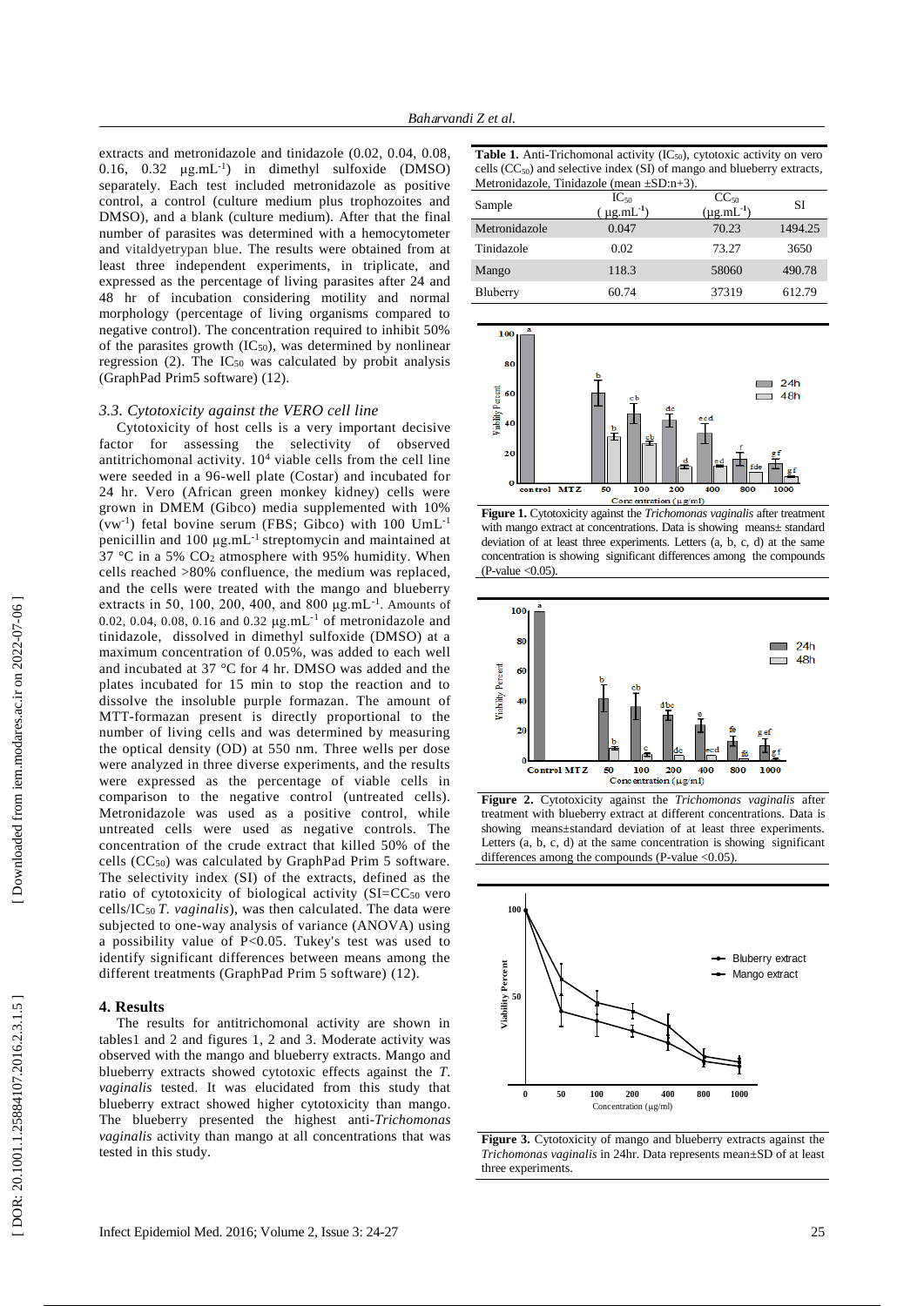extracts and metronidazole and tinidazole (0.02, 0.04, 0.08, 0.16, 0.32 μg.mL$^{-1}$) in dimethyl sulfoxide (DMSO) separately. Each test included metronidazole as positive control, a control (culture medium plus trophozoites and DMSO), and a blank (culture medium). After that the final number of parasites was determined with a hemocytometer and vitaldyetrypan blue. The results were obtained from at least three independent experiments, in triplicate, and expressed as the percentage of living parasites after 24 and 48 hr of incubation considering motility and normal morphology (percentage of living organisms compared to negative control). The concentration required to inhibit 50% of the parasites growth ($IC_{50}$), was determined by nonlinear regression (2). The $IC_{50}$ was calculated by probit analysis (GraphPad Prim5 software) (12).

### 3.3. Cytotoxicity against the VERO cell line

Cytotoxicity of host cells is a very important decisive factor for assessing the selectivity of observed antitrichomonal activity. $10^4$ viable cells from the cell line were seeded in a 96-well plate (Costar) and incubated for 24 hr. Vero (African green monkey kidney) cells were grown in DMEM (Gibco) media supplemented with 10% (vw$^{-1}$) fetal bovine serum (FBS; Gibco) with 100 UmL$^{-1}$ penicillin and 100 μg.mL$^{-1}$ streptomycin and maintained at 37 °C in a 5% $CO_2$ atmosphere with 95% humidity. When cells reached >80% confluence, the medium was replaced, and the cells were treated with the mango and blueberry extracts in 50, 100, 200, 400, and 800 μg.mL$^{-1}$. Amounts of 0.02, 0.04, 0.08, 0.16 and 0.32 μg.mL$^{-1}$ of metronidazole and tinidazole, dissolved in dimethyl sulfoxide (DMSO) at a maximum concentration of 0.05%, was added to each well and incubated at 37 °C for 4 hr. DMSO was added and the plates incubated for 15 min to stop the reaction and to dissolve the insoluble purple formazan. The amount of MTT-formazan present is directly proportional to the number of living cells and was determined by measuring the optical density (OD) at 550 nm. Three wells per dose were analyzed in three diverse experiments, and the results were expressed as the percentage of viable cells in comparison to the negative control (untreated cells). Metronidazole was used as a positive control, while untreated cells were used as negative controls. The concentration of the crude extract that killed 50% of the cells ($CC_{50}$) was calculated by GraphPad Prim 5 software. The selectivity index (SI) of the extracts, defined as the ratio of cytotoxicity of biological activity ($SI=CC_{50}$ vero cells/$IC_{50}$ *T. vaginalis*), was then calculated. The data were subjected to one-way analysis of variance (ANOVA) using a possibility value of $P<0.05$. Tukey's test was used to identify significant differences between means among the different treatments (GraphPad Prim 5 software) (12).

## 4. Results

The results for antitrichomonal activity are shown in tables1 and 2 and figures 1, 2 and 3. Moderate activity was observed with the mango and blueberry extracts. Mango and blueberry extracts showed cytotoxic effects against the *T. vaginalis* tested. It was elucidated from this study that blueberry extract showed higher cytotoxicity than mango. The blueberry presented the highest anti-*Trichomonas vaginalis* activity than mango at all concentrations that was tested in this study.

**Table 1.** Anti-Trichomonal activity ($IC_{50}$), cytotoxic activity on vero cells ($CC_{50}$) and selective index (SI) of mango and blueberry extracts, Metronidazole, Tinidazole (mean ±SD:n+3).

| Sample | $IC_{50}$ (μg.mL$^{-1}$) | $CC_{50}$ (μg.mL$^{-1}$) | SI |
|---|---|---|---|
| Metronidazole | 0.047 | 70.23 | 1494.25 |
| Tinidazole | 0.02 | 73.27 | 3650 |
| Mango | 118.3 | 58060 | 490.78 |
| Bluberry | 60.74 | 37319 | 612.79 |

**Figure 1.** Cytotoxicity against the *Trichomonas vaginalis* after treatment with mango extract at concentrations. Data is showing means± standard deviation of at least three experiments. Letters (a, b, c, d) at the same concentration is showing significant differences among the compounds (P-value <0.05).

**Figure 2.** Cytotoxicity against the *Trichomonas vaginalis* after treatment with blueberry extract at different concentrations. Data is showing means±standard deviation of at least three experiments. Letters (a, b, c, d) at the same concentration is showing significant differences among the compounds (P-value <0.05).

**Figure 3.** Cytotoxicity of mango and blueberry extracts against the *Trichomonas vaginalis* in 24hr. Data represents mean±SD of at least three experiments.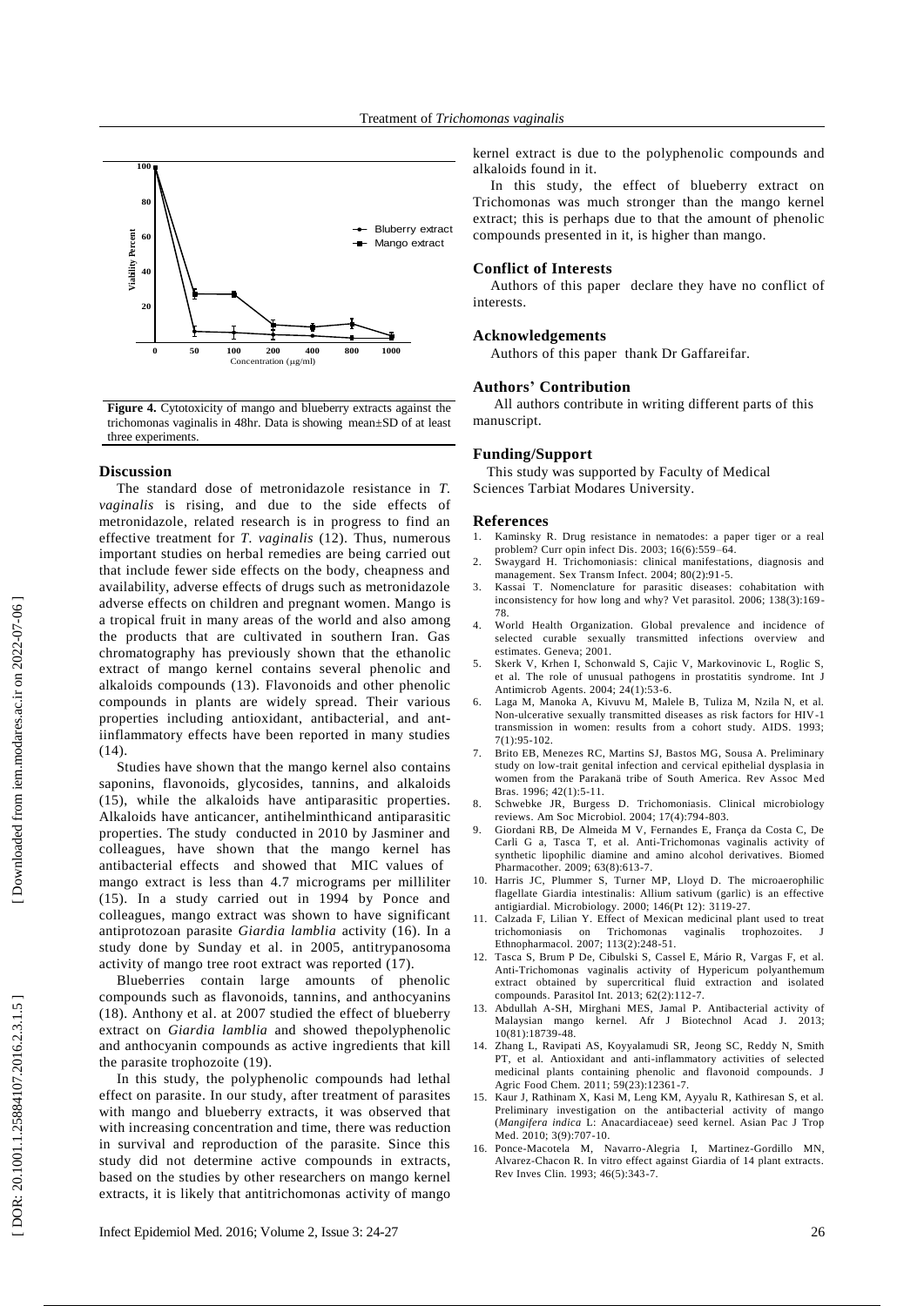**Figure 4.** Cytotoxicity of mango and blueberry extracts against the trichomonas vaginalis in 48hr. Data is showing mean±SD of at least three experiments.

## Discussion

The standard dose of metronidazole resistance in *T. vaginalis* is rising, and due to the side effects of metronidazole, related research is in progress to find an effective treatment for *T. vaginalis* (12). Thus, numerous important studies on herbal remedies are being carried out that include fewer side effects on the body, cheapness and availability, adverse effects of drugs such as metronidazole adverse effects on children and pregnant women. Mango is a tropical fruit in many areas of the world and also among the products that are cultivated in southern Iran. Gas chromatography has previously shown that the ethanolic extract of mango kernel contains several phenolic and alkaloids compounds (13). Flavonoids and other phenolic compounds in plants are widely spread. Their various properties including antioxidant, antibacterial, and ant-iinflammatory effects have been reported in many studies (14).

Studies have shown that the mango kernel also contains saponins, flavonoids, glycosides, tannins, and alkaloids (15), while the alkaloids have antiparasitic properties. Alkaloids have anticancer, antihelminthicand antiparasitic properties. The study conducted in 2010 by Jasminer and colleagues, have shown that the mango kernel has antibacterial effects and showed that MIC values of mango extract is less than 4.7 micrograms per milliliter (15). In a study carried out in 1994 by Ponce and colleagues, mango extract was shown to have significant antiprotozoan parasite *Giardia lamblia* activity (16). In a study done by Sunday et al. in 2005, antitrypanosoma activity of mango tree root extract was reported (17).

Blueberries contain large amounts of phenolic compounds such as flavonoids, tannins, and anthocyanins (18). Anthony et al. at 2007 studied the effect of blueberry extract on *Giardia lamblia* and showed thepolyphenolic and anthocyanin compounds as active ingredients that kill the parasite trophozoite (19).

In this study, the polyphenolic compounds had lethal effect on parasite. In our study, after treatment of parasites with mango and blueberry extracts, it was observed that with increasing concentration and time, there was reduction in survival and reproduction of the parasite. Since this study did not determine active compounds in extracts, based on the studies by other researchers on mango kernel extracts, it is likely that antitrichomonas activity of mango kernel extract is due to the polyphenolic compounds and alkaloids found in it.

In this study, the effect of blueberry extract on Trichomonas was much stronger than the mango kernel extract; this is perhaps due to that the amount of phenolic compounds presented in it, is higher than mango.

### Conflict of Interests

Authors of this paper declare they have no conflict of interests.

### Acknowledgements

Authors of this paper thank Dr Gaffareifar.

### Authors' Contribution

All authors contribute in writing different parts of this manuscript.

### Funding/Support

This study was supported by Faculty of Medical Sciences Tarbiat Modares University.

### References

1. Kaminsky R. Drug resistance in nematodes: a paper tiger or a real problem? Curr opin infect Dis. 2003; 16(6):559–64.
2. Swaygard H. Trichomoniasis: clinical manifestations, diagnosis and management. Sex Transm Infect. 2004; 80(2):91-5.
3. Kassai T. Nomenclature for parasitic diseases: cohabitation with inconsistency for how long and why? Vet parasitol. 2006; 138(3):169-78.
4. World Health Organization. Global prevalence and incidence of selected curable sexually transmitted infections overview and estimates. Geneva; 2001.
5. Skerk V, Krhen I, Schonwald S, Cajic V, Markovinovic L, Roglic S, et al. The role of unusual pathogens in prostatitis syndrome. Int J Antimicrob Agents. 2004; 24(1):53-6.
6. Laga M, Manoka A, Kivuvu M, Malele B, Tuliza M, Nzila N, et al. Non-ulcerative sexually transmitted diseases as risk factors for HIV-1 transmission in women: results from a cohort study. AIDS. 1993; 7(1):95-102.
7. Brito EB, Menezes RC, Martins SJ, Bastos MG, Sousa A. Preliminary study on low-trait genital infection and cervical epithelial dysplasia in women from the Parakanã tribe of South America. Rev Assoc Med Bras. 1996; 42(1):5-11.
8. Schwebke JR, Burgess D. Trichomoniasis. Clinical microbiology reviews. Am Soc Microbiol. 2004; 17(4):794-803.
9. Giordani RB, De Almeida M V, Fernandes E, França da Costa C, De Carli G a, Tasca T, et al. Anti-Trichomonas vaginalis activity of synthetic lipophilic diamine and amino alcohol derivatives. Biomed Pharmacother. 2009; 63(8):613-7.
10. Harris JC, Plummer S, Turner MP, Lloyd D. The microaerophilic flagellate Giardia intestinalis: Allium sativum (garlic) is an effective antigiardial. Microbiology. 2000; 146(Pt 12): 3119-27.
11. Calzada F, Lilian Y. Effect of Mexican medicinal plant used to treat trichomoniasis on Trichomonas vaginalis trophozoites. J Ethnopharmacol. 2007; 113(2):248-51.
12. Tasca S, Brum P De, Cibulski S, Cassel E, Mário R, Vargas F, et al. Anti-Trichomonas vaginalis activity of Hypericum polyanthemum extract obtained by supercritical fluid extraction and isolated compounds. Parasitol Int. 2013; 62(2):112-7.
13. Abdullah A-SH, Mirghani MES, Jamal P. Antibacterial activity of Malaysian mango kernel. Afr J Biotechnol Acad J. 2013; 10(81):18739-48.
14. Zhang L, Ravipati AS, Koyyalamudi SR, Jeong SC, Reddy N, Smith PT, et al. Antioxidant and anti-inflammatory activities of selected medicinal plants containing phenolic and flavonoid compounds. J Agric Food Chem. 2011; 59(23):12361-7.
15. Kaur J, Rathinam X, Kasi M, Leng KM, Ayyalu R, Kathiresan S, et al. Preliminary investigation on the antibacterial activity of mango (*Mangifera indica* L: Anacardiaceae) seed kernel. Asian Pac J Trop Med. 2010; 3(9):707-10.
16. Ponce-Macotela M, Navarro-Alegria I, Martinez-Gordillo MN, Alvarez-Chacon R. In vitro effect against Giardia of 14 plant extracts. Rev Inves Clin. 1993; 46(5):343-7.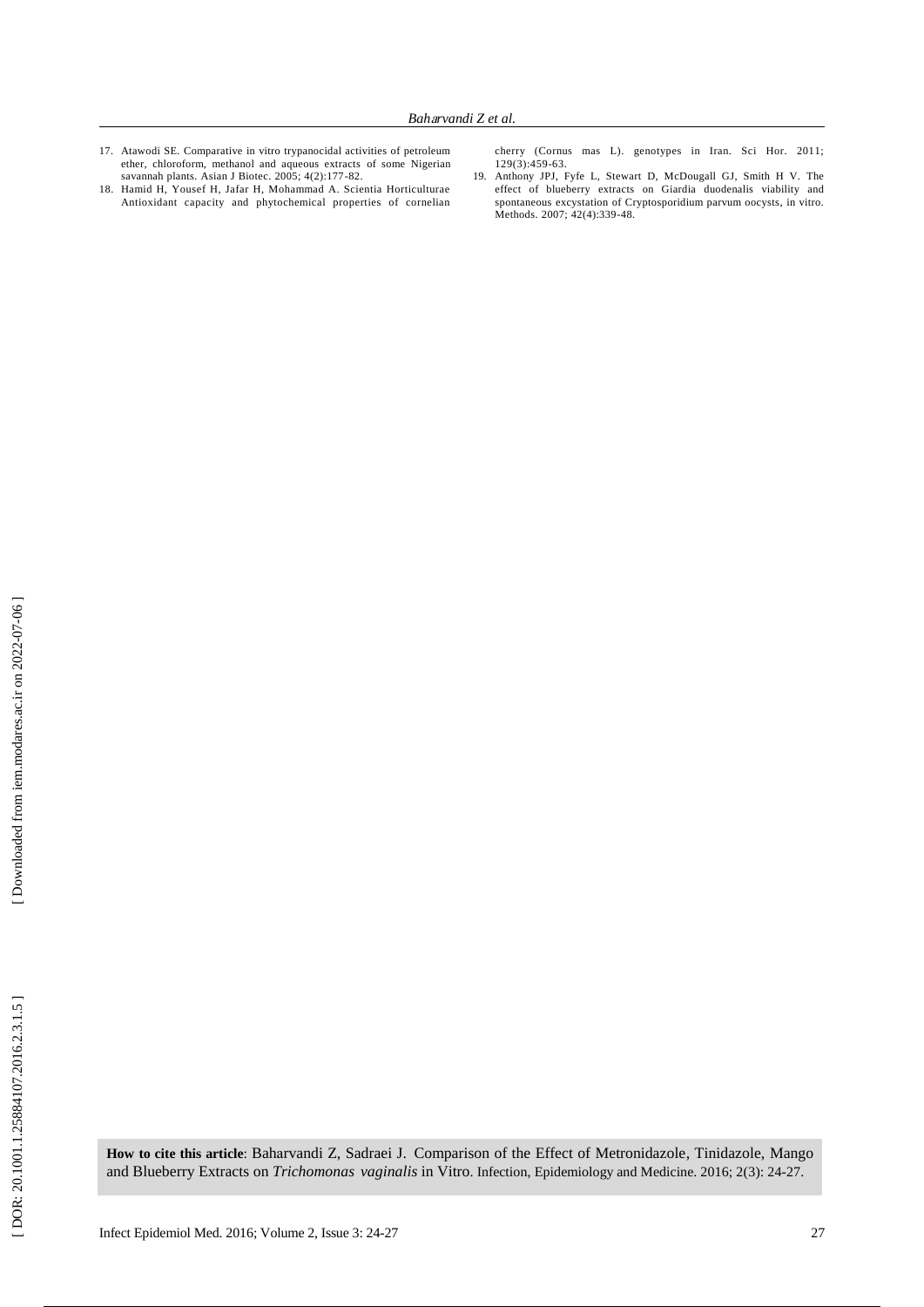17. Atawodi SE. Comparative in vitro trypanocidal activities of petroleum ether, chloroform, methanol and aqueous extracts of some Nigerian savannah plants. Asian J Biotec. 2005; 4(2):177-82.
18. Hamid H, Yousef H, Jafar H, Mohammad A. Scientia Horticulturae Antioxidant capacity and phytochemical properties of cornelian cherry (Cornus mas L). genotypes in Iran. Sci Hor. 2011; 129(3):459-63.
19. Anthony JPJ, Fyfe L, Stewart D, McDougall GJ, Smith H V. The effect of blueberry extracts on Giardia duodenalis viability and spontaneous excystation of Cryptosporidium parvum oocysts, in vitro. Methods. 2007; 42(4):339-48.

**How to cite this article**: Baharvandi Z, Sadraei J. Comparison of the Effect of Metronidazole, Tinidazole, Mango and Blueberry Extracts on *Trichomonas vaginalis* in Vitro. Infection, Epidemiology and Medicine. 2016; 2(3): 24-27.